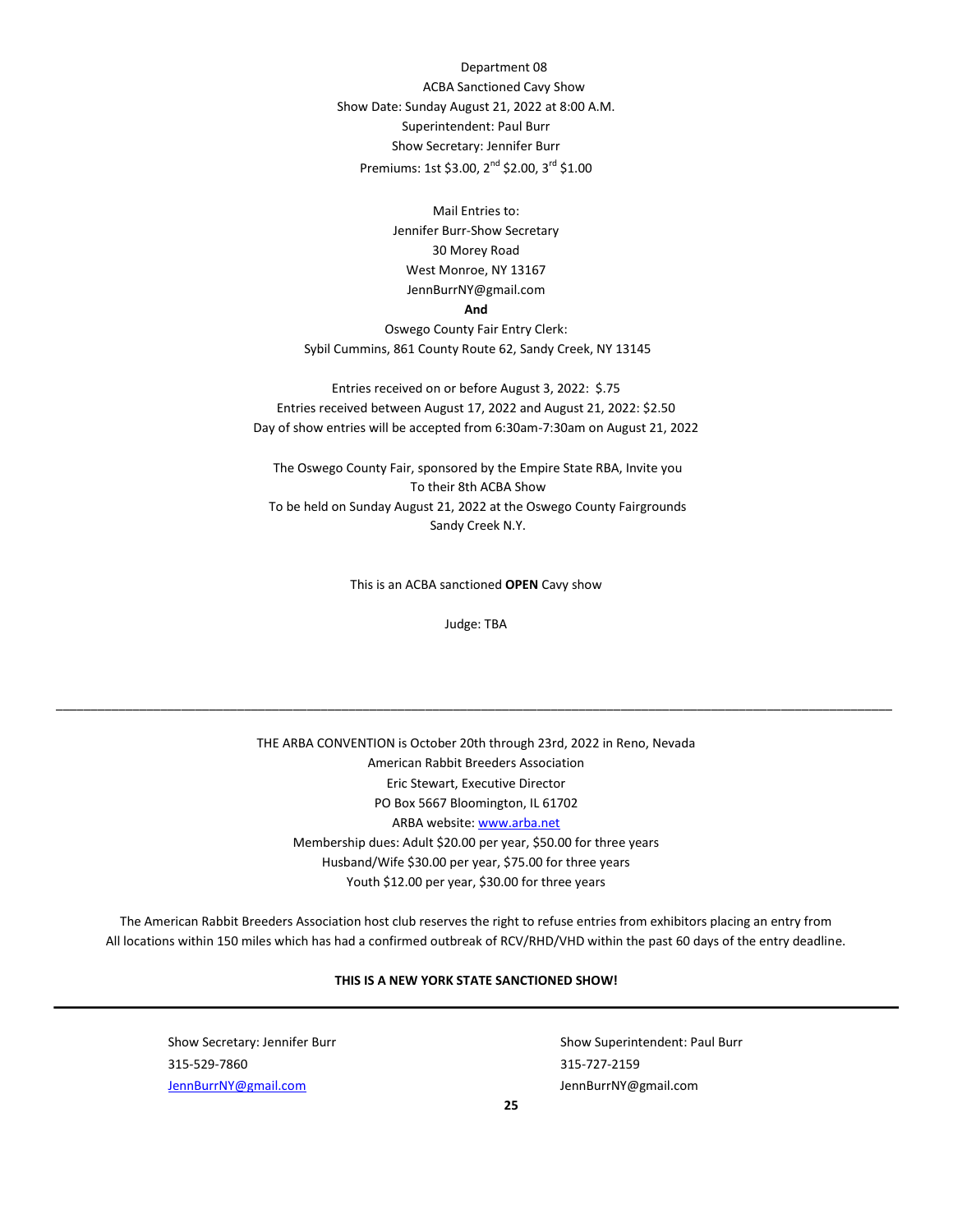Department 08

ACBA Sanctioned Cavy Show

Show Date: Sunday August 21, 2022 at 8:00 A.M.

Superintendent: Paul Burr

Show Secretary: Jennifer Burr

Premiums: 1st $3.00, 2nd $2.00, 3rd $1.00

Mail Entries to:

Jennifer Burr-Show Secretary

30 Morey Road

West Monroe, NY 13167

JennBurrNY@gmail.com

**And**

Oswego County Fair Entry Clerk:

Sybil Cummins, 861 County Route 62, Sandy Creek, NY 13145

Entries received on or before August 3, 2022: $.75

Entries received between August 17, 2022 and August 21, 2022: $2.50

Day of show entries will be accepted from 6:30am-7:30am on August 21, 2022

The Oswego County Fair, sponsored by the Empire State RBA, Invite you
To their 8th ACBA Show
To be held on Sunday August 21, 2022 at the Oswego County Fairgrounds
Sandy Creek N.Y.

This is an ACBA sanctioned **OPEN** Cavy show

Judge: TBA

---

THE ARBA CONVENTION is October 20th through 23rd, 2022 in Reno, Nevada

American Rabbit Breeders Association

Eric Stewart, Executive Director

PO Box 5667 Bloomington, IL 61702

ARBA website: [www.arba.net](www.arba.net)

Membership dues: Adult $20.00 per year, $50.00 for three years

Husband/Wife $30.00 per year, $75.00 for three years

Youth $12.00 per year, $30.00 for three years

The American Rabbit Breeders Association host club reserves the right to refuse entries from exhibitors placing an entry from All locations within 150 miles which has had a confirmed outbreak of RCV/RHD/VHD within the past 60 days of the entry deadline.

**THIS IS A NEW YORK STATE SANCTIONED SHOW!**

---

Show Secretary: Jennifer Burr
315-529-7860
[JennBurrNY@gmail.com](mailto:JennBurrNY@gmail.com)

Show Superintendent: Paul Burr
315-727-2159
JennBurrNY@gmail.com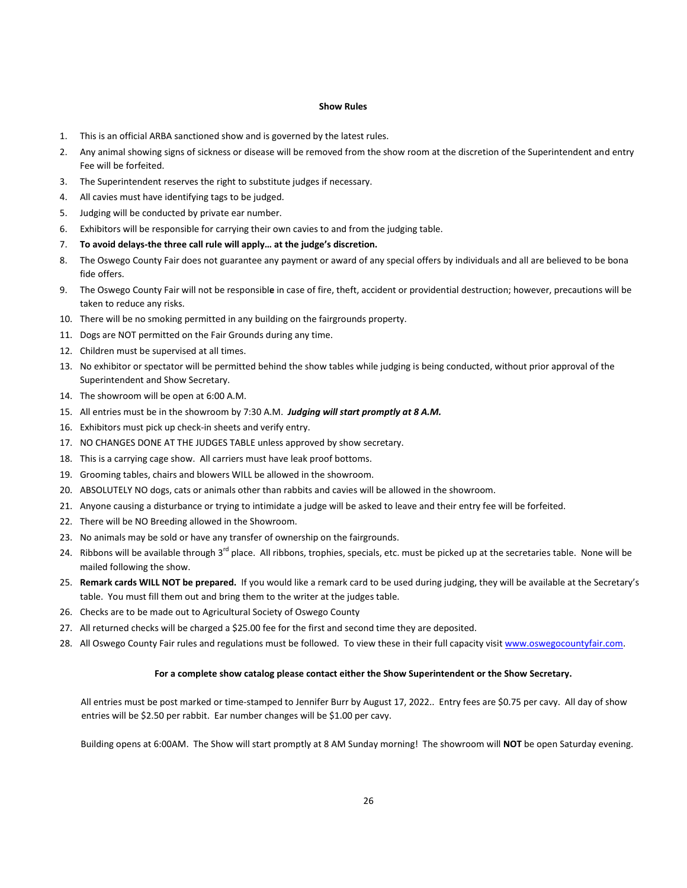**Show Rules**

1. This is an official ARBA sanctioned show and is governed by the latest rules.
2. Any animal showing signs of sickness or disease will be removed from the show room at the discretion of the Superintendent and entry Fee will be forfeited.
3. The Superintendent reserves the right to substitute judges if necessary.
4. All cavies must have identifying tags to be judged.
5. Judging will be conducted by private ear number.
6. Exhibitors will be responsible for carrying their own cavies to and from the judging table.
7. **To avoid delays-the three call rule will apply… at the judge's discretion.**
8. The Oswego County Fair does not guarantee any payment or award of any special offers by individuals and all are believed to be bona fide offers.
9. The Oswego County Fair will not be responsible in case of fire, theft, accident or providential destruction; however, precautions will be taken to reduce any risks.
10. There will be no smoking permitted in any building on the fairgrounds property.
11. Dogs are NOT permitted on the Fair Grounds during any time.
12. Children must be supervised at all times.
13. No exhibitor or spectator will be permitted behind the show tables while judging is being conducted, without prior approval of the Superintendent and Show Secretary.
14. The showroom will be open at 6:00 A.M.
15. All entries must be in the showroom by 7:30 A.M. ***Judging will start promptly at 8 A.M.***
16. Exhibitors must pick up check-in sheets and verify entry.
17. NO CHANGES DONE AT THE JUDGES TABLE unless approved by show secretary.
18. This is a carrying cage show. All carriers must have leak proof bottoms.
19. Grooming tables, chairs and blowers WILL be allowed in the showroom.
20. ABSOLUTELY NO dogs, cats or animals other than rabbits and cavies will be allowed in the showroom.
21. Anyone causing a disturbance or trying to intimidate a judge will be asked to leave and their entry fee will be forfeited.
22. There will be NO Breeding allowed in the Showroom.
23. No animals may be sold or have any transfer of ownership on the fairgrounds.
24. Ribbons will be available through 3rd place. All ribbons, trophies, specials, etc. must be picked up at the secretaries table. None will be mailed following the show.
25. **Remark cards WILL NOT be prepared.** If you would like a remark card to be used during judging, they will be available at the Secretary's table. You must fill them out and bring them to the writer at the judges table.
26. Checks are to be made out to Agricultural Society of Oswego County
27. All returned checks will be charged a $25.00 fee for the first and second time they are deposited.
28. All Oswego County Fair rules and regulations must be followed. To view these in their full capacity visit www.oswegocountyfair.com.

**For a complete show catalog please contact either the Show Superintendent or the Show Secretary.**

All entries must be post marked or time-stamped to Jennifer Burr by August 17, 2022.. Entry fees are $0.75 per cavy. All day of show entries will be $2.50 per rabbit. Ear number changes will be $1.00 per cavy.

Building opens at 6:00AM. The Show will start promptly at 8 AM Sunday morning! The showroom will **NOT** be open Saturday evening.